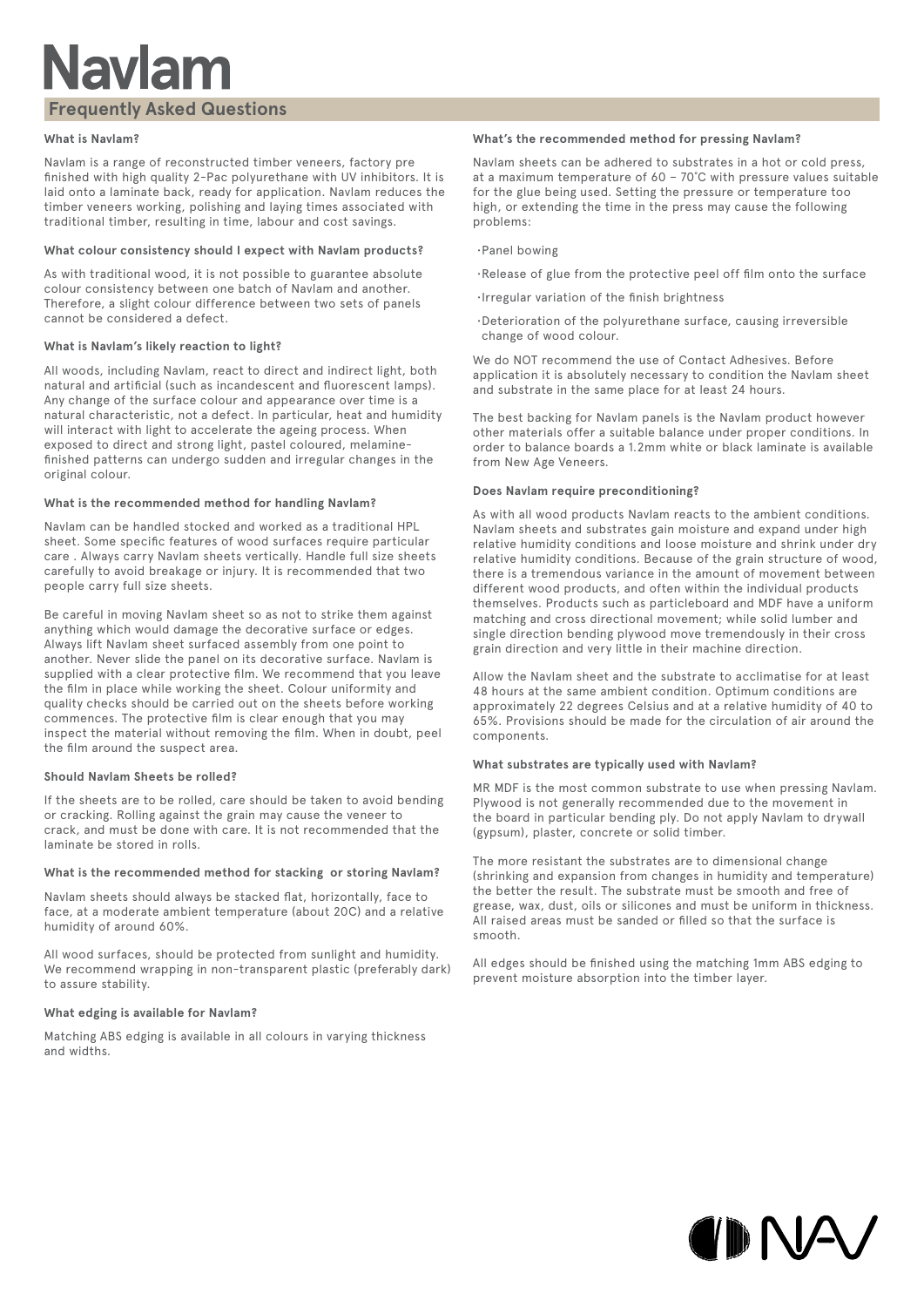# Navlam

## Frequently Asked Questions

### What is Navlam?

Navlam is a range of reconstructed timber veneers, factory pre finished with high quality 2-Pac polyurethane with UV inhibitors. It is laid onto a laminate back, ready for application. Navlam reduces the timber veneers working, polishing and laying times associated with traditional timber, resulting in time, labour and cost savings.

### What colour consistency should I expect with Navlam products?

As with traditional wood, it is not possible to guarantee absolute colour consistency between one batch of Navlam and another. Therefore, a slight colour difference between two sets of panels cannot be considered a defect.

### What is Navlam's likely reaction to light?

All woods, including Navlam, react to direct and indirect light, both natural and artificial (such as incandescent and fluorescent lamps). Any change of the surface colour and appearance over time is a natural characteristic, not a defect. In particular, heat and humidity will interact with light to accelerate the ageing process. When exposed to direct and strong light, pastel coloured, melamine-finished patterns can undergo sudden and irregular changes in the original colour.

### What is the recommended method for handling Navlam?

Navlam can be handled stocked and worked as a traditional HPL sheet. Some specific features of wood surfaces require particular care . Always carry Navlam sheets vertically. Handle full size sheets carefully to avoid breakage or injury. It is recommended that two people carry full size sheets.

Be careful in moving Navlam sheet so as not to strike them against anything which would damage the decorative surface or edges. Always lift Navlam sheet surfaced assembly from one point to another. Never slide the panel on its decorative surface. Navlam is supplied with a clear protective film. We recommend that you leave the film in place while working the sheet. Colour uniformity and quality checks should be carried out on the sheets before working commences. The protective film is clear enough that you may inspect the material without removing the film. When in doubt, peel the film around the suspect area.

### Should Navlam Sheets be rolled?

If the sheets are to be rolled, care should be taken to avoid bending or cracking. Rolling against the grain may cause the veneer to crack, and must be done with care. It is not recommended that the laminate be stored in rolls.

### What is the recommended method for stacking or storing Navlam?

Navlam sheets should always be stacked flat, horizontally, face to face, at a moderate ambient temperature (about 20C) and a relative humidity of around 60%.

All wood surfaces, should be protected from sunlight and humidity. We recommend wrapping in non-transparent plastic (preferably dark) to assure stability.

### What edging is available for Navlam?

Matching ABS edging is available in all colours in varying thickness and widths.

### What's the recommended method for pressing Navlam?

Navlam sheets can be adhered to substrates in a hot or cold press, at a maximum temperature of 60 – 70˚C with pressure values suitable for the glue being used. Setting the pressure or temperature too high, or extending the time in the press may cause the following problems:

- Panel bowing
- Release of glue from the protective peel off film onto the surface
- Irregular variation of the finish brightness
- Deterioration of the polyurethane surface, causing irreversible change of wood colour.

We do NOT recommend the use of Contact Adhesives. Before application it is absolutely necessary to condition the Navlam sheet and substrate in the same place for at least 24 hours.

The best backing for Navlam panels is the Navlam product however other materials offer a suitable balance under proper conditions. In order to balance boards a 1.2mm white or black laminate is available from New Age Veneers.

### Does Navlam require preconditioning?

As with all wood products Navlam reacts to the ambient conditions. Navlam sheets and substrates gain moisture and expand under high relative humidity conditions and loose moisture and shrink under dry relative humidity conditions. Because of the grain structure of wood, there is a tremendous variance in the amount of movement between different wood products, and often within the individual products themselves. Products such as particleboard and MDF have a uniform matching and cross directional movement; while solid lumber and single direction bending plywood move tremendously in their cross grain direction and very little in their machine direction.

Allow the Navlam sheet and the substrate to acclimatise for at least 48 hours at the same ambient condition. Optimum conditions are approximately 22 degrees Celsius and at a relative humidity of 40 to 65%. Provisions should be made for the circulation of air around the components.

### What substrates are typically used with Navlam?

MR MDF is the most common substrate to use when pressing Navlam. Plywood is not generally recommended due to the movement in the board in particular bending ply. Do not apply Navlam to drywall (gypsum), plaster, concrete or solid timber.

The more resistant the substrates are to dimensional change (shrinking and expansion from changes in humidity and temperature) the better the result. The substrate must be smooth and free of grease, wax, dust, oils or silicones and must be uniform in thickness. All raised areas must be sanded or filled so that the surface is smooth.

All edges should be finished using the matching 1mm ABS edging to prevent moisture absorption into the timber layer.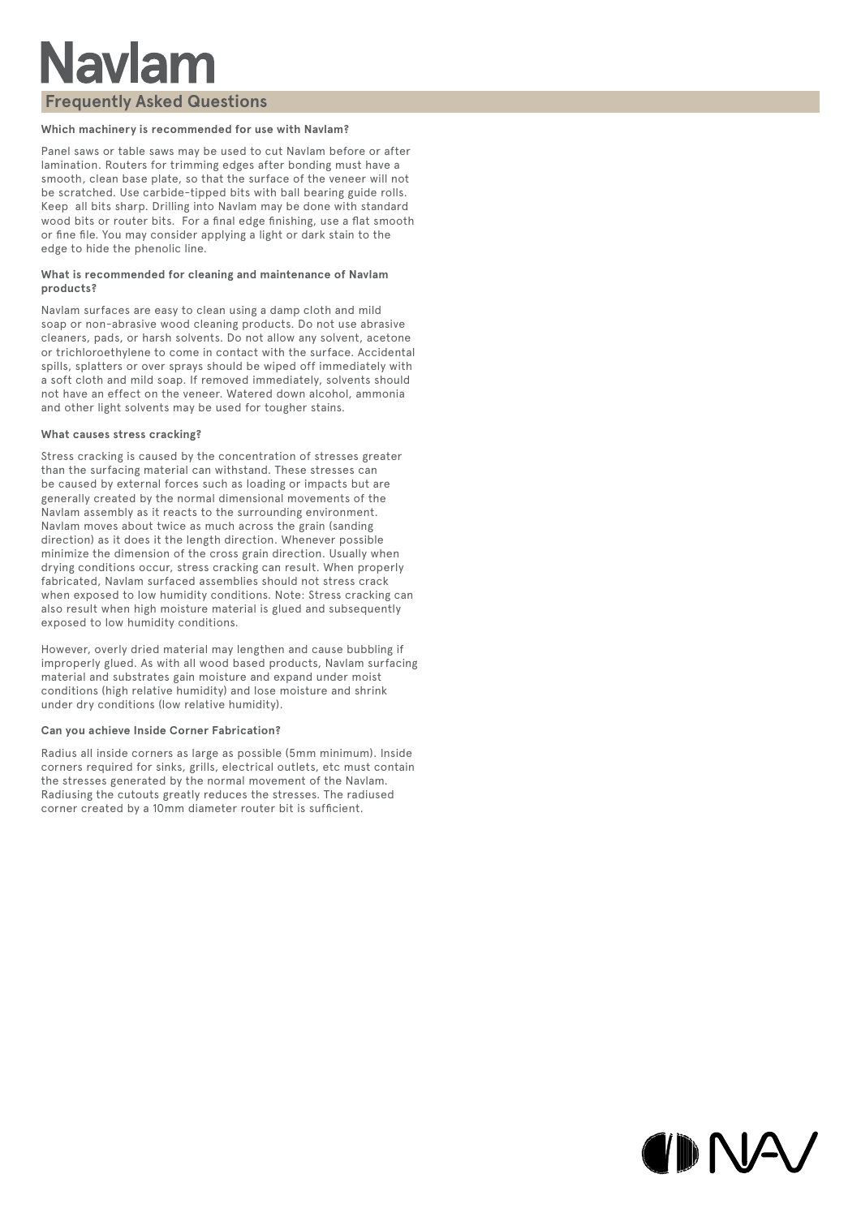# Navlam

## Frequently Asked Questions

**Which machinery is recommended for use with Navlam?**

Panel saws or table saws may be used to cut Navlam before or after lamination. Routers for trimming edges after bonding must have a smooth, clean base plate, so that the surface of the veneer will not be scratched. Use carbide-tipped bits with ball bearing guide rolls. Keep all bits sharp. Drilling into Navlam may be done with standard wood bits or router bits. For a final edge finishing, use a flat smooth or fine file. You may consider applying a light or dark stain to the edge to hide the phenolic line.

**What is recommended for cleaning and maintenance of Navlam products?**

Navlam surfaces are easy to clean using a damp cloth and mild soap or non-abrasive wood cleaning products. Do not use abrasive cleaners, pads, or harsh solvents. Do not allow any solvent, acetone or trichloroethylene to come in contact with the surface. Accidental spills, splatters or over sprays should be wiped off immediately with a soft cloth and mild soap. If removed immediately, solvents should not have an effect on the veneer. Watered down alcohol, ammonia and other light solvents may be used for tougher stains.

**What causes stress cracking?**

Stress cracking is caused by the concentration of stresses greater than the surfacing material can withstand. These stresses can be caused by external forces such as loading or impacts but are generally created by the normal dimensional movements of the Navlam assembly as it reacts to the surrounding environment. Navlam moves about twice as much across the grain (sanding direction) as it does it the length direction. Whenever possible minimize the dimension of the cross grain direction. Usually when drying conditions occur, stress cracking can result. When properly fabricated, Navlam surfaced assemblies should not stress crack when exposed to low humidity conditions. Note: Stress cracking can also result when high moisture material is glued and subsequently exposed to low humidity conditions.

However, overly dried material may lengthen and cause bubbling if improperly glued. As with all wood based products, Navlam surfacing material and substrates gain moisture and expand under moist conditions (high relative humidity) and lose moisture and shrink under dry conditions (low relative humidity).

**Can you achieve Inside Corner Fabrication?**

Radius all inside corners as large as possible (5mm minimum). Inside corners required for sinks, grills, electrical outlets, etc must contain the stresses generated by the normal movement of the Navlam. Radiusing the cutouts greatly reduces the stresses. The radiused corner created by a 10mm diameter router bit is sufficient.